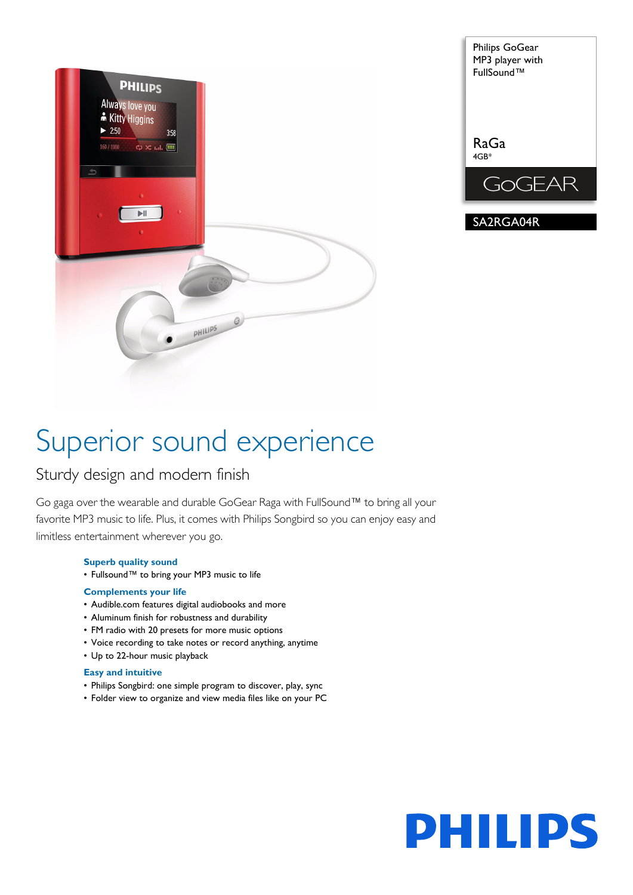Philips GoGear MP3 player with FullSound™

RaGa
4GB*

GoGEAR

SA2RGA04R

# Superior sound experience

## Sturdy design and modern finish

Go gaga over the wearable and durable GoGear Raga with FullSound™ to bring all your favorite MP3 music to life. Plus, it comes with Philips Songbird so you can enjoy easy and limitless entertainment wherever you go.

**Superb quality sound**
- Fullsound™ to bring your MP3 music to life

**Complements your life**
- Audible.com features digital audiobooks and more
- Aluminum finish for robustness and durability
- FM radio with 20 presets for more music options
- Voice recording to take notes or record anything, anytime
- Up to 22-hour music playback

**Easy and intuitive**
- Philips Songbird: one simple program to discover, play, sync
- Folder view to organize and view media files like on your PC

PHILIPS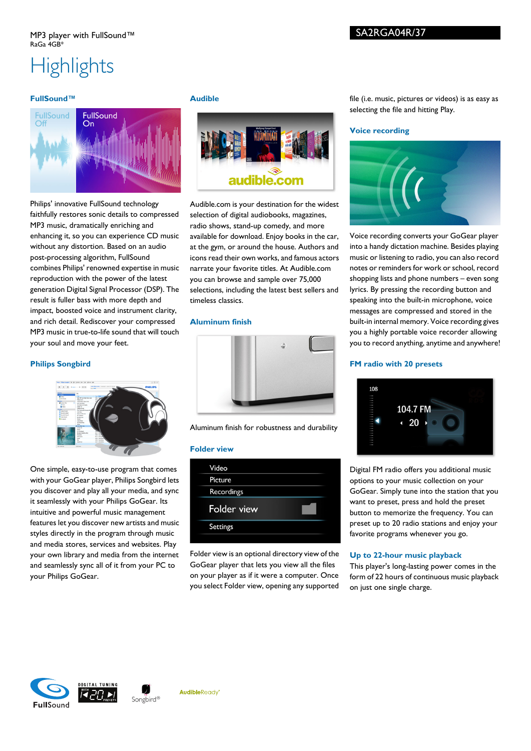MP3 player with FullSound™
RaGa 4GB*

SA2RGA04R/37

# Highlights

### FullSound™

Philips' innovative FullSound technology faithfully restores sonic details to compressed MP3 music, dramatically enriching and enhancing it, so you can experience CD music without any distortion. Based on an audio post-processing algorithm, FullSound combines Philips' renowned expertise in music reproduction with the power of the latest generation Digital Signal Processor (DSP). The result is fuller bass with more depth and impact, boosted voice and instrument clarity, and rich detail. Rediscover your compressed MP3 music in true-to-life sound that will touch your soul and move your feet.

### Philips Songbird

One simple, easy-to-use program that comes with your GoGear player, Philips Songbird lets you discover and play all your media, and sync it seamlessly with your Philips GoGear. Its intuitive and powerful music management features let you discover new artists and music styles directly in the program through music and media stores, services and websites. Play your own library and media from the internet and seamlessly sync all of it from your PC to your Philips GoGear.

### Audible

Audible.com is your destination for the widest selection of digital audiobooks, magazines, radio shows, stand-up comedy, and more available for download. Enjoy books in the car, at the gym, or around the house. Authors and icons read their own works, and famous actors narrate your favorite titles. At Audible.com you can browse and sample over 75,000 selections, including the latest best sellers and timeless classics.

### Aluminum finish

Aluminum finish for robustness and durability

### Folder view

Folder view is an optional directory view of the GoGear player that lets you view all the files on your player as if it were a computer. Once you select Folder view, opening any supported file (i.e. music, pictures or videos) is as easy as selecting the file and hitting Play.

### Voice recording

Voice recording converts your GoGear player into a handy dictation machine. Besides playing music or listening to radio, you can also record notes or reminders for work or school, record shopping lists and phone numbers – even song lyrics. By pressing the recording button and speaking into the built-in microphone, voice messages are compressed and stored in the built-in internal memory. Voice recording gives you a highly portable voice recorder allowing you to record anything, anytime and anywhere!

### FM radio with 20 presets

Digital FM radio offers you additional music options to your music collection on your GoGear. Simply tune into the station that you want to preset, press and hold the preset button to memorize the frequency. You can preset up to 20 radio stations and enjoy your favorite programs whenever you go.

### Up to 22-hour music playback

This player's long-lasting power comes in the form of 22 hours of continuous music playback on just one single charge.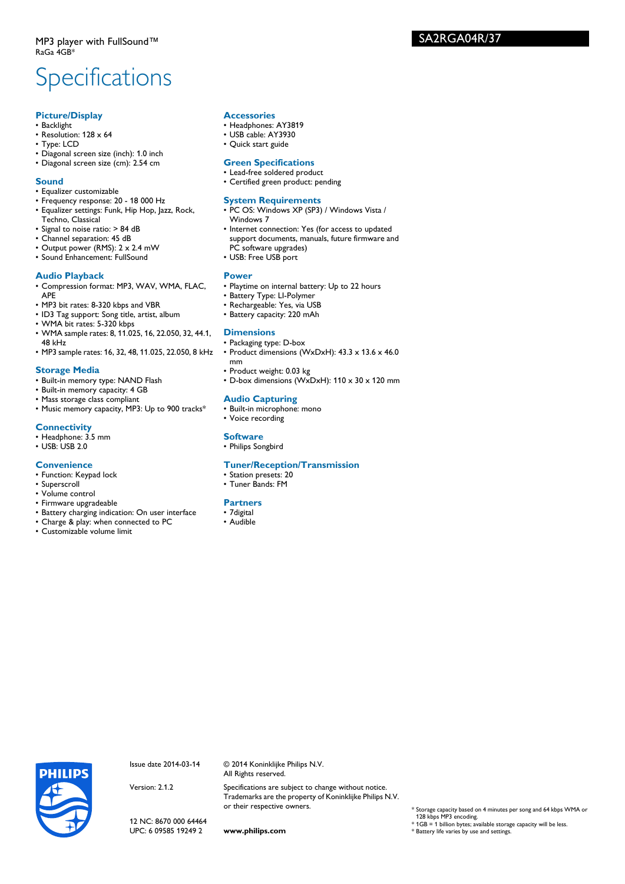MP3 player with FullSound™
RaGa 4GB*

SA2RGA04R/37

# Specifications

### Picture/Display
- Backlight
- Resolution: 128 x 64
- Type: LCD
- Diagonal screen size (inch): 1.0 inch
- Diagonal screen size (cm): 2.54 cm

### Sound
- Equalizer customizable
- Frequency response: 20 - 18 000 Hz
- Equalizer settings: Funk, Hip Hop, Jazz, Rock, Techno, Classical
- Signal to noise ratio: > 84 dB
- Channel separation: 45 dB
- Output power (RMS): 2 x 2.4 mW
- Sound Enhancement: FullSound

### Audio Playback
- Compression format: MP3, WAV, WMA, FLAC, APE
- MP3 bit rates: 8-320 kbps and VBR
- ID3 Tag support: Song title, artist, album
- WMA bit rates: 5-320 kbps
- WMA sample rates: 8, 11.025, 16, 22.050, 32, 44.1, 48 kHz
- MP3 sample rates: 16, 32, 48, 11.025, 22.050, 8 kHz

### Storage Media
- Built-in memory type: NAND Flash
- Built-in memory capacity: 4 GB
- Mass storage class compliant
- Music memory capacity, MP3: Up to 900 tracks*

### Connectivity
- Headphone: 3.5 mm
- USB: USB 2.0

### Convenience
- Function: Keypad lock
- Superscroll
- Volume control
- Firmware upgradeable
- Battery charging indication: On user interface
- Charge & play: when connected to PC
- Customizable volume limit

### Accessories
- Headphones: AY3819
- USB cable: AY3930
- Quick start guide

### Green Specifications
- Lead-free soldered product
- Certified green product: pending

### System Requirements
- PC OS: Windows XP (SP3) / Windows Vista / Windows 7
- Internet connection: Yes (for access to updated support documents, manuals, future firmware and PC software upgrades)
- USB: Free USB port

### Power
- Playtime on internal battery: Up to 22 hours
- Battery Type: LI-Polymer
- Rechargeable: Yes, via USB
- Battery capacity: 220 mAh

### Dimensions
- Packaging type: D-box
- Product dimensions (WxDxH): 43.3 x 13.6 x 46.0 mm
- Product weight: 0.03 kg
- D-box dimensions (WxDxH): 110 x 30 x 120 mm

### Audio Capturing
- Built-in microphone: mono
- Voice recording

### Software
- Philips Songbird

### Tuner/Reception/Transmission
- Station presets: 20
- Tuner Bands: FM

### Partners
- 7digital
- Audible

Issue date 2014-03-14

Version: 2.1.2

12 NC: 8670 000 64464
UPC: 6 09585 19249 2

© 2014 Koninklijke Philips N.V.
All Rights reserved.

Specifications are subject to change without notice. Trademarks are the property of Koninklijke Philips N.V. or their respective owners.

www.philips.com

\* Storage capacity based on 4 minutes per song and 64 kbps WMA or 128 kbps MP3 encoding.
\* 1GB = 1 billion bytes; available storage capacity will be less.
\* Battery life varies by use and settings.